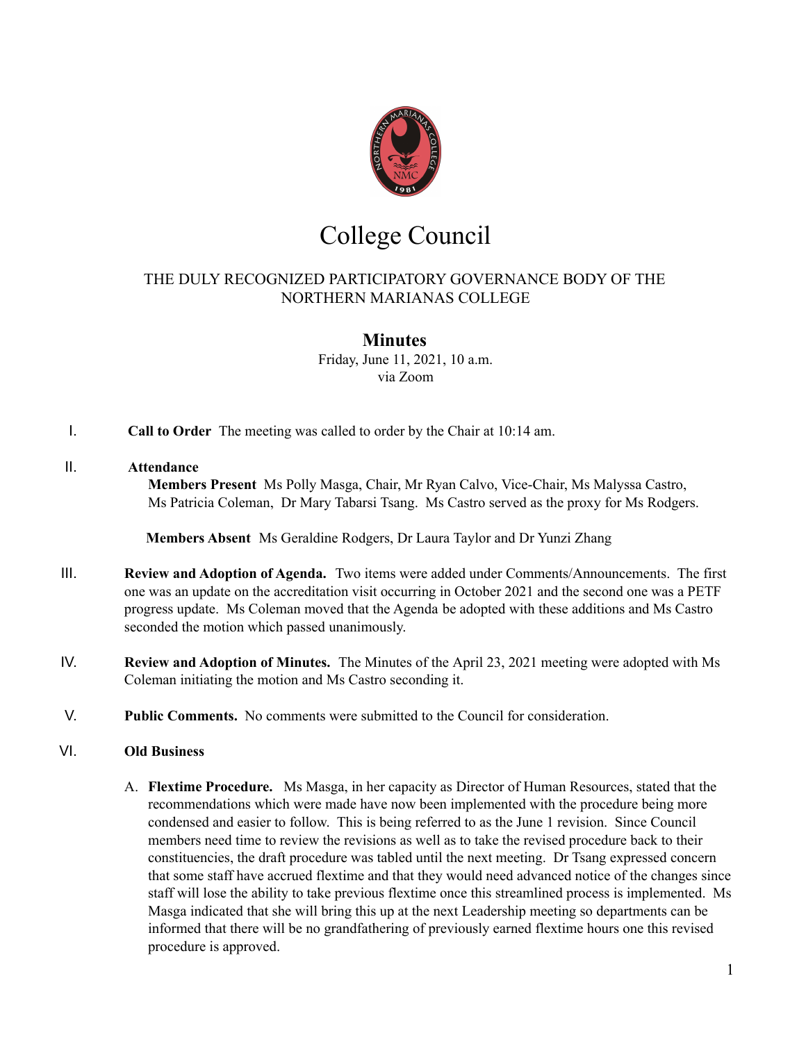# College Council

THE DULY RECOGNIZED PARTICIPATORY GOVERNANCE BODY OF THE NORTHERN MARIANAS COLLEGE

## Minutes

Friday, June 11, 2021, 10 a.m.
via Zoom

I. **Call to Order** The meeting was called to order by the Chair at 10:14 am.

II. **Attendance**

**Members Present** Ms Polly Masga, Chair, Mr Ryan Calvo, Vice-Chair, Ms Malyssa Castro, Ms Patricia Coleman, Dr Mary Tabarsi Tsang. Ms Castro served as the proxy for Ms Rodgers.

**Members Absent** Ms Geraldine Rodgers, Dr Laura Taylor and Dr Yunzi Zhang

III. **Review and Adoption of Agenda.** Two items were added under Comments/Announcements. The first one was an update on the accreditation visit occurring in October 2021 and the second one was a PETF progress update. Ms Coleman moved that the Agenda be adopted with these additions and Ms Castro seconded the motion which passed unanimously.

IV. **Review and Adoption of Minutes.** The Minutes of the April 23, 2021 meeting were adopted with Ms Coleman initiating the motion and Ms Castro seconding it.

V. **Public Comments.** No comments were submitted to the Council for consideration.

VI. **Old Business**

A. **Flextime Procedure.** Ms Masga, in her capacity as Director of Human Resources, stated that the recommendations which were made have now been implemented with the procedure being more condensed and easier to follow. This is being referred to as the June 1 revision. Since Council members need time to review the revisions as well as to take the revised procedure back to their constituencies, the draft procedure was tabled until the next meeting. Dr Tsang expressed concern that some staff have accrued flextime and that they would need advanced notice of the changes since staff will lose the ability to take previous flextime once this streamlined process is implemented. Ms Masga indicated that she will bring this up at the next Leadership meeting so departments can be informed that there will be no grandfathering of previously earned flextime hours one this revised procedure is approved.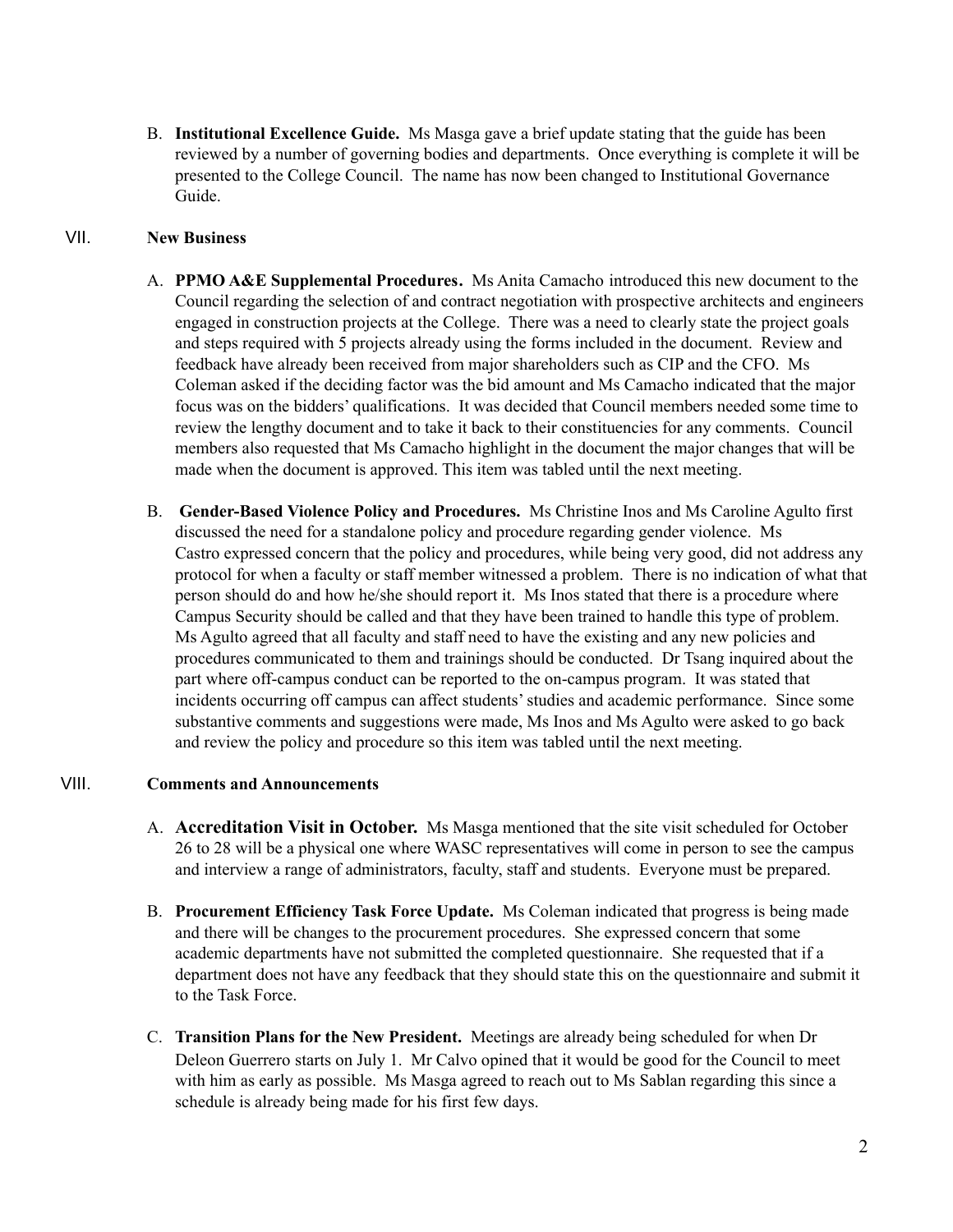B. **Institutional Excellence Guide.** Ms Masga gave a brief update stating that the guide has been reviewed by a number of governing bodies and departments. Once everything is complete it will be presented to the College Council. The name has now been changed to Institutional Governance Guide.

## VII. New Business

A. **PPMO A&E Supplemental Procedures.** Ms Anita Camacho introduced this new document to the Council regarding the selection of and contract negotiation with prospective architects and engineers engaged in construction projects at the College. There was a need to clearly state the project goals and steps required with 5 projects already using the forms included in the document. Review and feedback have already been received from major shareholders such as CIP and the CFO. Ms Coleman asked if the deciding factor was the bid amount and Ms Camacho indicated that the major focus was on the bidders' qualifications. It was decided that Council members needed some time to review the lengthy document and to take it back to their constituencies for any comments. Council members also requested that Ms Camacho highlight in the document the major changes that will be made when the document is approved. This item was tabled until the next meeting.

B. **Gender-Based Violence Policy and Procedures.** Ms Christine Inos and Ms Caroline Agulto first discussed the need for a standalone policy and procedure regarding gender violence. Ms Castro expressed concern that the policy and procedures, while being very good, did not address any protocol for when a faculty or staff member witnessed a problem. There is no indication of what that person should do and how he/she should report it. Ms Inos stated that there is a procedure where Campus Security should be called and that they have been trained to handle this type of problem. Ms Agulto agreed that all faculty and staff need to have the existing and any new policies and procedures communicated to them and trainings should be conducted. Dr Tsang inquired about the part where off-campus conduct can be reported to the on-campus program. It was stated that incidents occurring off campus can affect students' studies and academic performance. Since some substantive comments and suggestions were made, Ms Inos and Ms Agulto were asked to go back and review the policy and procedure so this item was tabled until the next meeting.

## VIII. Comments and Announcements

A. **Accreditation Visit in October.** Ms Masga mentioned that the site visit scheduled for October 26 to 28 will be a physical one where WASC representatives will come in person to see the campus and interview a range of administrators, faculty, staff and students. Everyone must be prepared.

B. **Procurement Efficiency Task Force Update.** Ms Coleman indicated that progress is being made and there will be changes to the procurement procedures. She expressed concern that some academic departments have not submitted the completed questionnaire. She requested that if a department does not have any feedback that they should state this on the questionnaire and submit it to the Task Force.

C. **Transition Plans for the New President.** Meetings are already being scheduled for when Dr Deleon Guerrero starts on July 1. Mr Calvo opined that it would be good for the Council to meet with him as early as possible. Ms Masga agreed to reach out to Ms Sablan regarding this since a schedule is already being made for his first few days.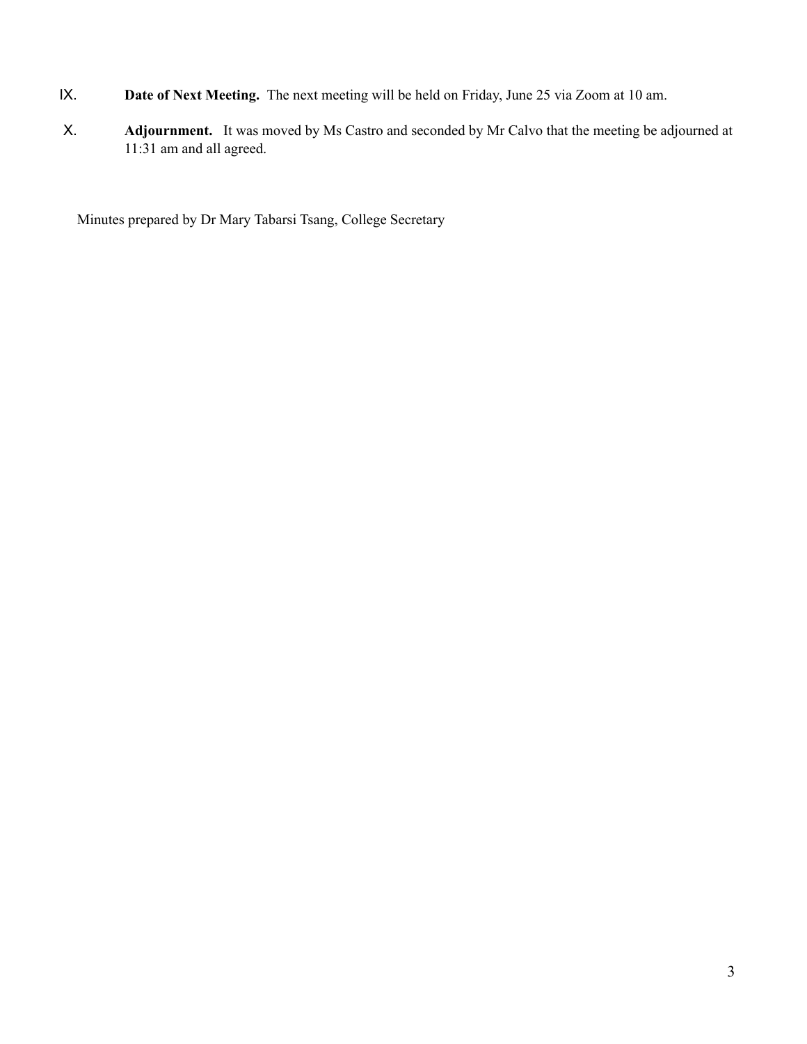IX. **Date of Next Meeting.** The next meeting will be held on Friday, June 25 via Zoom at 10 am.

X. **Adjournment.** It was moved by Ms Castro and seconded by Mr Calvo that the meeting be adjourned at 11:31 am and all agreed.

Minutes prepared by Dr Mary Tabarsi Tsang, College Secretary